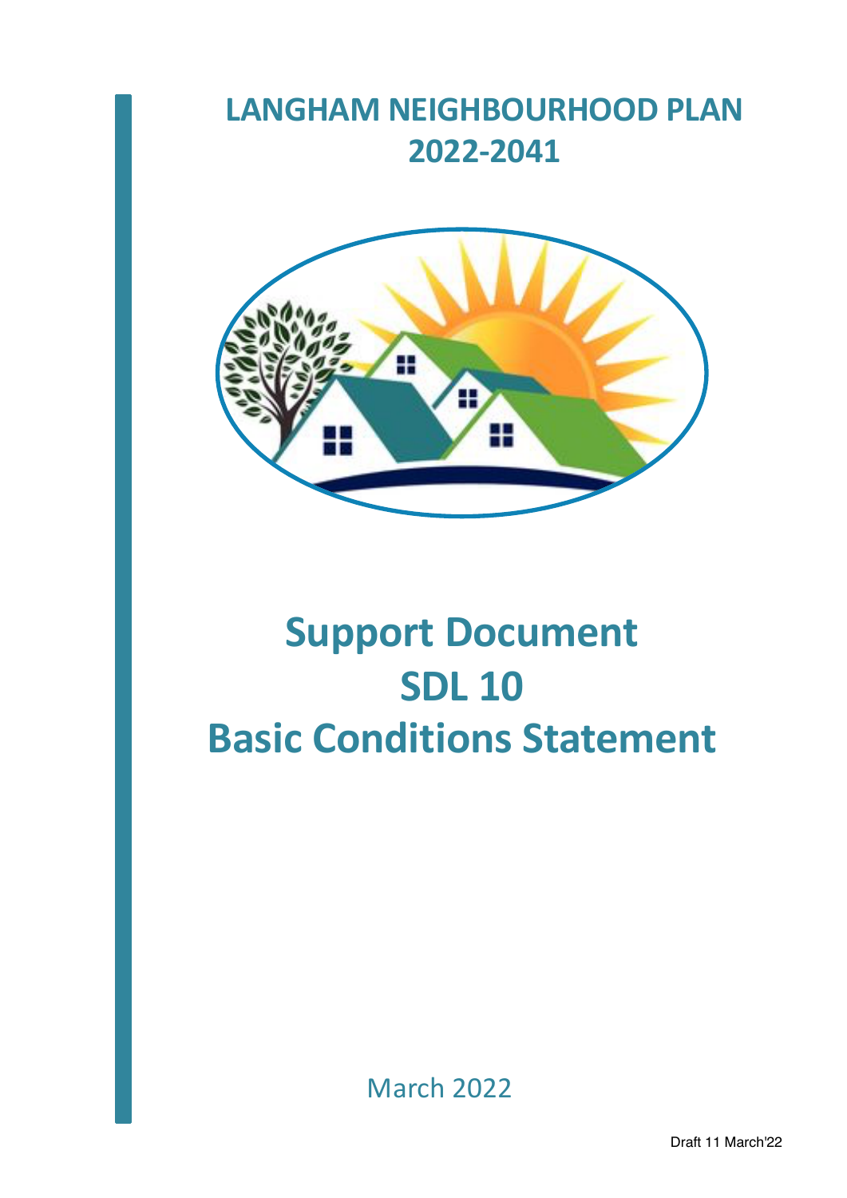# LANGHAM NEIGHBOURHOOD PLAN 2022-2041

# Support Document SDL 10 Basic Conditions Statement

March 2022

Draft 11 March'22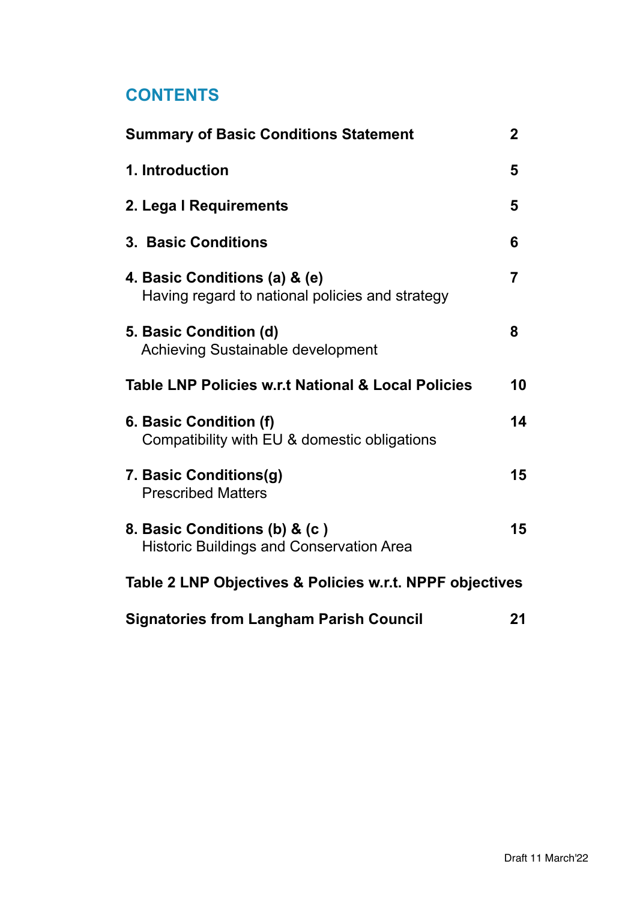## CONTENTS

| | |
|---|---|
| **Summary of Basic Conditions Statement** | **2** |
| **1. Introduction** | **5** |
| **2. Lega l Requirements** | **5** |
| **3. Basic Conditions** | **6** |
| **4. Basic Conditions (a) & (e)**<br>Having regard to national policies and strategy | **7** |
| **5. Basic Condition (d)**<br>Achieving Sustainable development | **8** |
| **Table LNP Policies w.r.t National & Local Policies** | **10** |
| **6. Basic Condition (f)**<br>Compatibility with EU & domestic obligations | **14** |
| **7. Basic Conditions(g)**<br>Prescribed Matters | **15** |
| **8. Basic Conditions (b) & (c )**<br>Historic Buildings and Conservation Area | **15** |
| **Table 2 LNP Objectives & Policies w.r.t. NPPF objectives** | |
| **Signatories from Langham Parish Council** | **21** |

Draft 11 March'22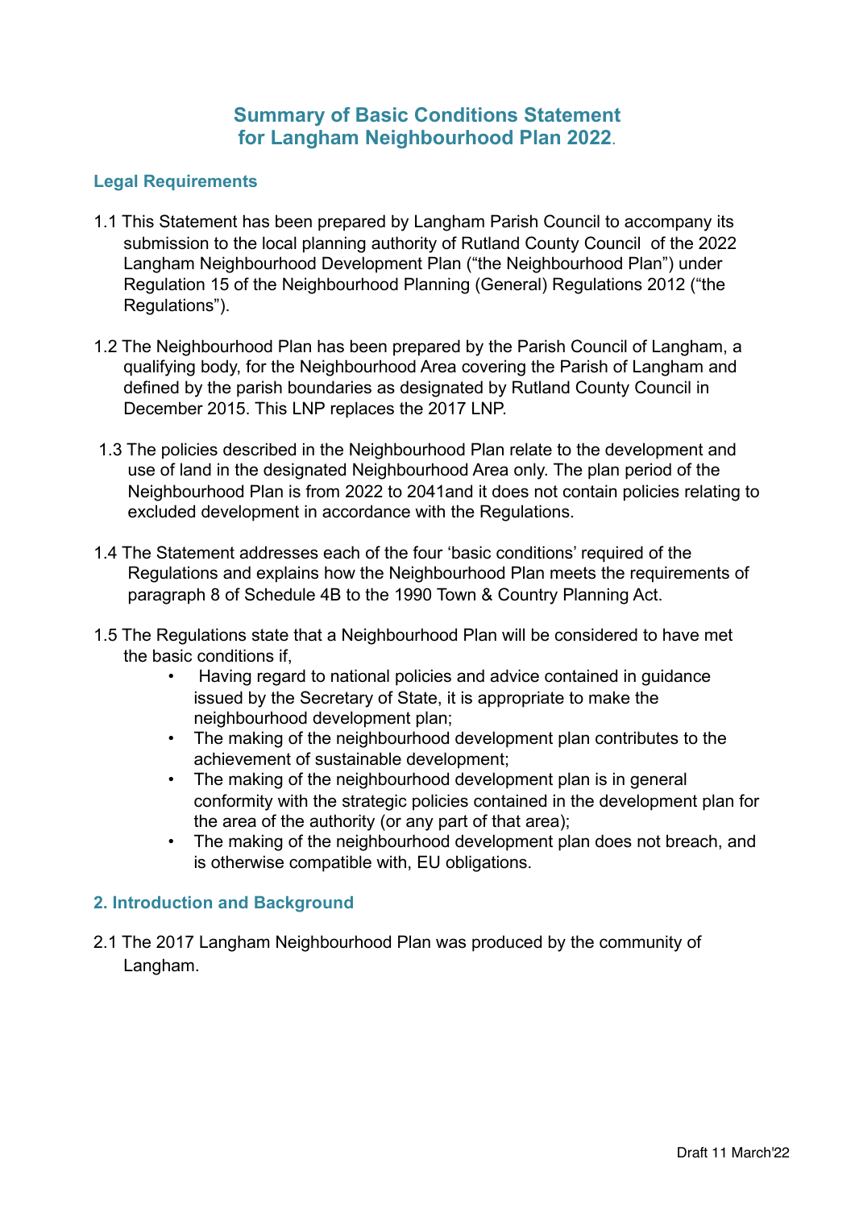# Summary of Basic Conditions Statement for Langham Neighbourhood Plan 2022.

## Legal Requirements

1.1 This Statement has been prepared by Langham Parish Council to accompany its submission to the local planning authority of Rutland County Council of the 2022 Langham Neighbourhood Development Plan ("the Neighbourhood Plan") under Regulation 15 of the Neighbourhood Planning (General) Regulations 2012 ("the Regulations").

1.2 The Neighbourhood Plan has been prepared by the Parish Council of Langham, a qualifying body, for the Neighbourhood Area covering the Parish of Langham and defined by the parish boundaries as designated by Rutland County Council in December 2015. This LNP replaces the 2017 LNP.

1.3 The policies described in the Neighbourhood Plan relate to the development and use of land in the designated Neighbourhood Area only. The plan period of the Neighbourhood Plan is from 2022 to 2041and it does not contain policies relating to excluded development in accordance with the Regulations.

1.4 The Statement addresses each of the four 'basic conditions' required of the Regulations and explains how the Neighbourhood Plan meets the requirements of paragraph 8 of Schedule 4B to the 1990 Town & Country Planning Act.

1.5 The Regulations state that a Neighbourhood Plan will be considered to have met the basic conditions if,

- Having regard to national policies and advice contained in guidance issued by the Secretary of State, it is appropriate to make the neighbourhood development plan;
- The making of the neighbourhood development plan contributes to the achievement of sustainable development;
- The making of the neighbourhood development plan is in general conformity with the strategic policies contained in the development plan for the area of the authority (or any part of that area);
- The making of the neighbourhood development plan does not breach, and is otherwise compatible with, EU obligations.

## 2. Introduction and Background

2.1 The 2017 Langham Neighbourhood Plan was produced by the community of Langham.

Draft 11 March'22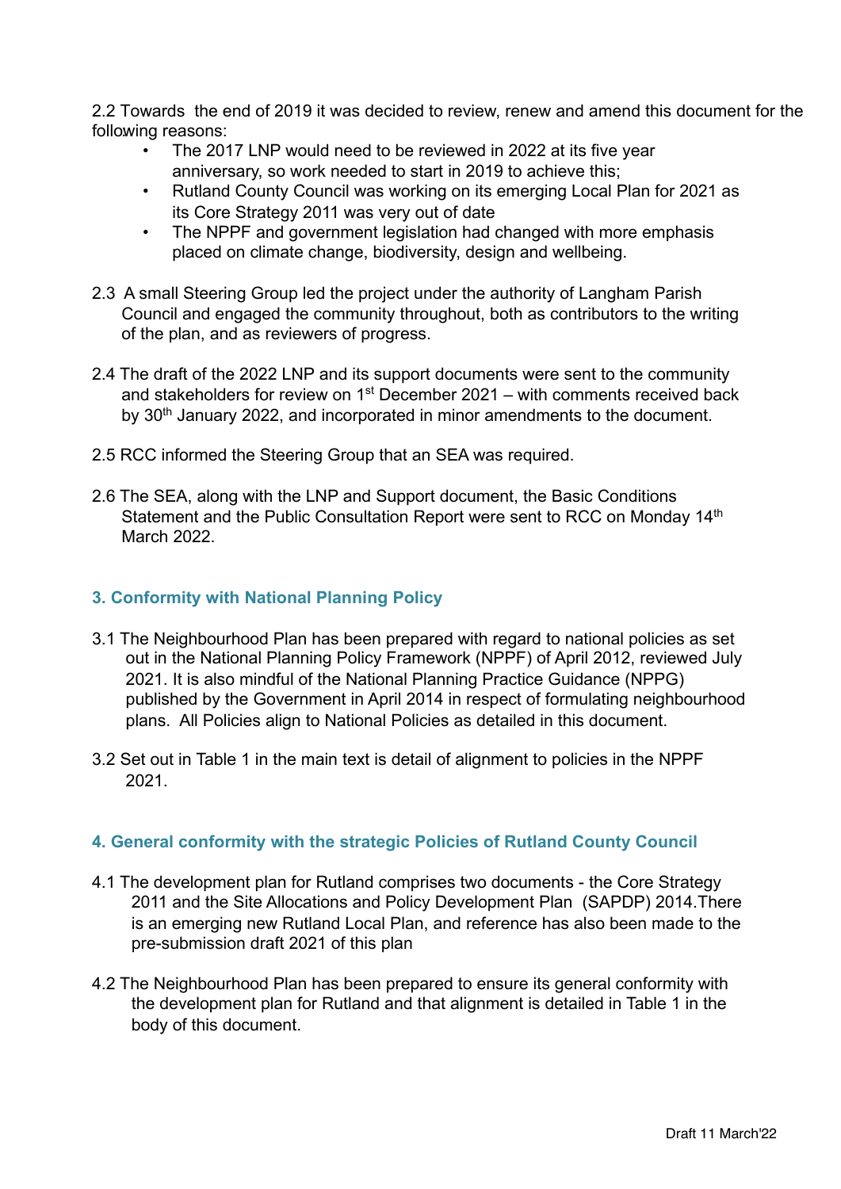2.2 Towards the end of 2019 it was decided to review, renew and amend this document for the following reasons:

- The 2017 LNP would need to be reviewed in 2022 at its five year anniversary, so work needed to start in 2019 to achieve this;
- Rutland County Council was working on its emerging Local Plan for 2021 as its Core Strategy 2011 was very out of date
- The NPPF and government legislation had changed with more emphasis placed on climate change, biodiversity, design and wellbeing.

2.3 A small Steering Group led the project under the authority of Langham Parish Council and engaged the community throughout, both as contributors to the writing of the plan, and as reviewers of progress.

2.4 The draft of the 2022 LNP and its support documents were sent to the community and stakeholders for review on 1st December 2021 – with comments received back by 30th January 2022, and incorporated in minor amendments to the document.

2.5 RCC informed the Steering Group that an SEA was required.

2.6 The SEA, along with the LNP and Support document, the Basic Conditions Statement and the Public Consultation Report were sent to RCC on Monday 14th March 2022.

## 3. Conformity with National Planning Policy

3.1 The Neighbourhood Plan has been prepared with regard to national policies as set out in the National Planning Policy Framework (NPPF) of April 2012, reviewed July 2021. It is also mindful of the National Planning Practice Guidance (NPPG) published by the Government in April 2014 in respect of formulating neighbourhood plans. All Policies align to National Policies as detailed in this document.

3.2 Set out in Table 1 in the main text is detail of alignment to policies in the NPPF 2021.

## 4. General conformity with the strategic Policies of Rutland County Council

4.1 The development plan for Rutland comprises two documents - the Core Strategy 2011 and the Site Allocations and Policy Development Plan (SAPDP) 2014.There is an emerging new Rutland Local Plan, and reference has also been made to the pre-submission draft 2021 of this plan

4.2 The Neighbourhood Plan has been prepared to ensure its general conformity with the development plan for Rutland and that alignment is detailed in Table 1 in the body of this document.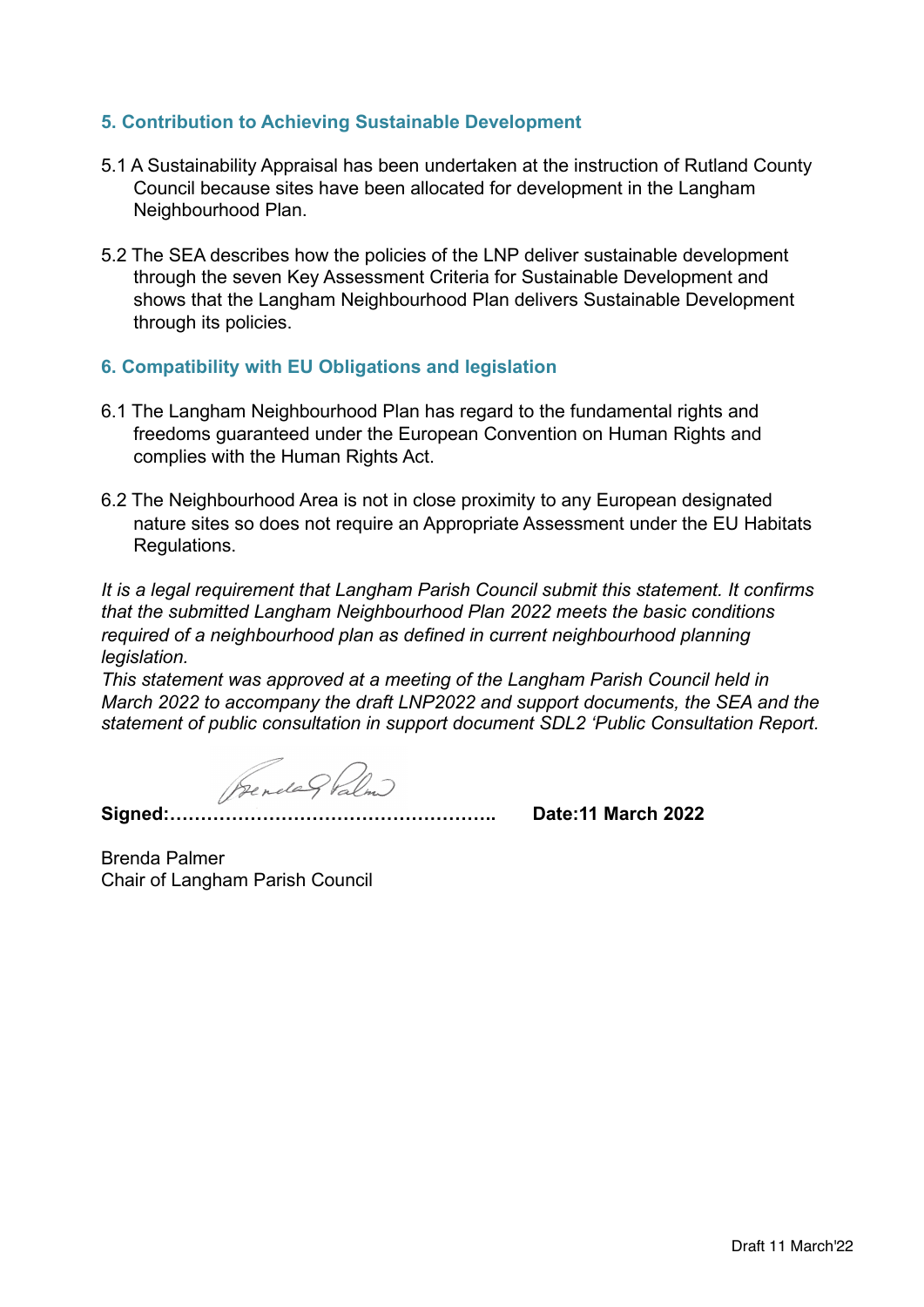## 5. Contribution to Achieving Sustainable Development

5.1 A Sustainability Appraisal has been undertaken at the instruction of Rutland County Council because sites have been allocated for development in the Langham Neighbourhood Plan.

5.2 The SEA describes how the policies of the LNP deliver sustainable development through the seven Key Assessment Criteria for Sustainable Development and shows that the Langham Neighbourhood Plan delivers Sustainable Development through its policies.

## 6. Compatibility with EU Obligations and legislation

6.1 The Langham Neighbourhood Plan has regard to the fundamental rights and freedoms guaranteed under the European Convention on Human Rights and complies with the Human Rights Act.

6.2 The Neighbourhood Area is not in close proximity to any European designated nature sites so does not require an Appropriate Assessment under the EU Habitats Regulations.

*It is a legal requirement that Langham Parish Council submit this statement. It confirms that the submitted Langham Neighbourhood Plan 2022 meets the basic conditions required of a neighbourhood plan as defined in current neighbourhood planning legislation.*
*This statement was approved at a meeting of the Langham Parish Council held in March 2022 to accompany the draft LNP2022 and support documents, the SEA and the statement of public consultation in support document SDL2 'Public Consultation Report.*

**Signed:……………………………………………..** **Date:11 March 2022**

Brenda Palmer
Chair of Langham Parish Council

Draft 11 March'22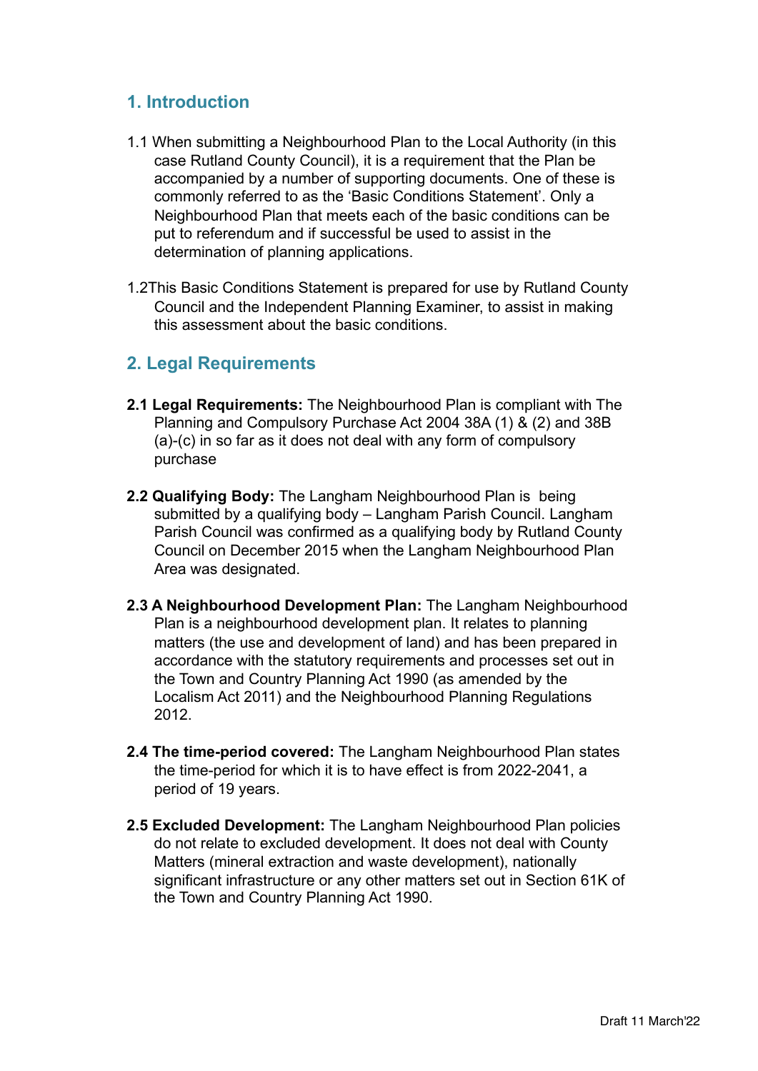## 1. Introduction

1.1 When submitting a Neighbourhood Plan to the Local Authority (in this case Rutland County Council), it is a requirement that the Plan be accompanied by a number of supporting documents. One of these is commonly referred to as the 'Basic Conditions Statement'. Only a Neighbourhood Plan that meets each of the basic conditions can be put to referendum and if successful be used to assist in the determination of planning applications.

1.2This Basic Conditions Statement is prepared for use by Rutland County Council and the Independent Planning Examiner, to assist in making this assessment about the basic conditions.

## 2. Legal Requirements

**2.1 Legal Requirements:** The Neighbourhood Plan is compliant with The Planning and Compulsory Purchase Act 2004 38A (1) & (2) and 38B (a)-(c) in so far as it does not deal with any form of compulsory purchase

**2.2 Qualifying Body:** The Langham Neighbourhood Plan is being submitted by a qualifying body – Langham Parish Council. Langham Parish Council was confirmed as a qualifying body by Rutland County Council on December 2015 when the Langham Neighbourhood Plan Area was designated.

**2.3 A Neighbourhood Development Plan:** The Langham Neighbourhood Plan is a neighbourhood development plan. It relates to planning matters (the use and development of land) and has been prepared in accordance with the statutory requirements and processes set out in the Town and Country Planning Act 1990 (as amended by the Localism Act 2011) and the Neighbourhood Planning Regulations 2012.

**2.4 The time-period covered:** The Langham Neighbourhood Plan states the time-period for which it is to have effect is from 2022-2041, a period of 19 years.

**2.5 Excluded Development:** The Langham Neighbourhood Plan policies do not relate to excluded development. It does not deal with County Matters (mineral extraction and waste development), nationally significant infrastructure or any other matters set out in Section 61K of the Town and Country Planning Act 1990.

Draft 11 March'22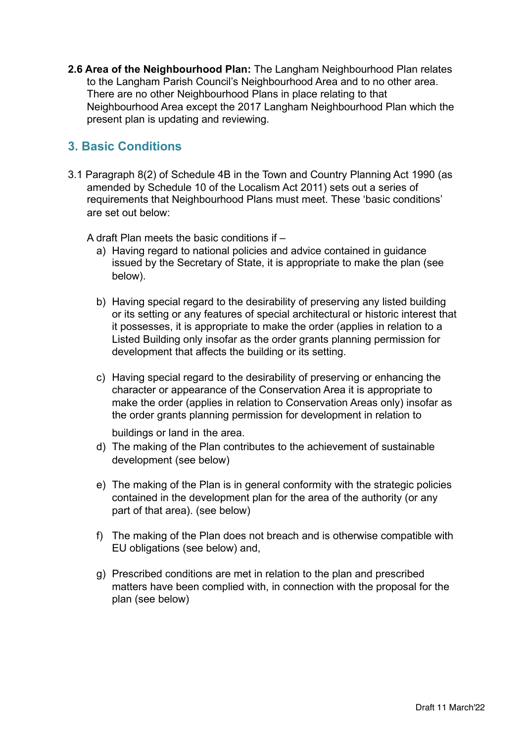**2.6 Area of the Neighbourhood Plan:** The Langham Neighbourhood Plan relates to the Langham Parish Council's Neighbourhood Area and to no other area. There are no other Neighbourhood Plans in place relating to that Neighbourhood Area except the 2017 Langham Neighbourhood Plan which the present plan is updating and reviewing.

## 3. Basic Conditions

3.1 Paragraph 8(2) of Schedule 4B in the Town and Country Planning Act 1990 (as amended by Schedule 10 of the Localism Act 2011) sets out a series of requirements that Neighbourhood Plans must meet. These 'basic conditions' are set out below:

A draft Plan meets the basic conditions if –

a) Having regard to national policies and advice contained in guidance issued by the Secretary of State, it is appropriate to make the plan (see below).

b) Having special regard to the desirability of preserving any listed building or its setting or any features of special architectural or historic interest that it possesses, it is appropriate to make the order (applies in relation to a Listed Building only insofar as the order grants planning permission for development that affects the building or its setting.

c) Having special regard to the desirability of preserving or enhancing the character or appearance of the Conservation Area it is appropriate to make the order (applies in relation to Conservation Areas only) insofar as the order grants planning permission for development in relation to buildings or land in the area.

d) The making of the Plan contributes to the achievement of sustainable development (see below)

e) The making of the Plan is in general conformity with the strategic policies contained in the development plan for the area of the authority (or any part of that area). (see below)

f) The making of the Plan does not breach and is otherwise compatible with EU obligations (see below) and,

g) Prescribed conditions are met in relation to the plan and prescribed matters have been complied with, in connection with the proposal for the plan (see below)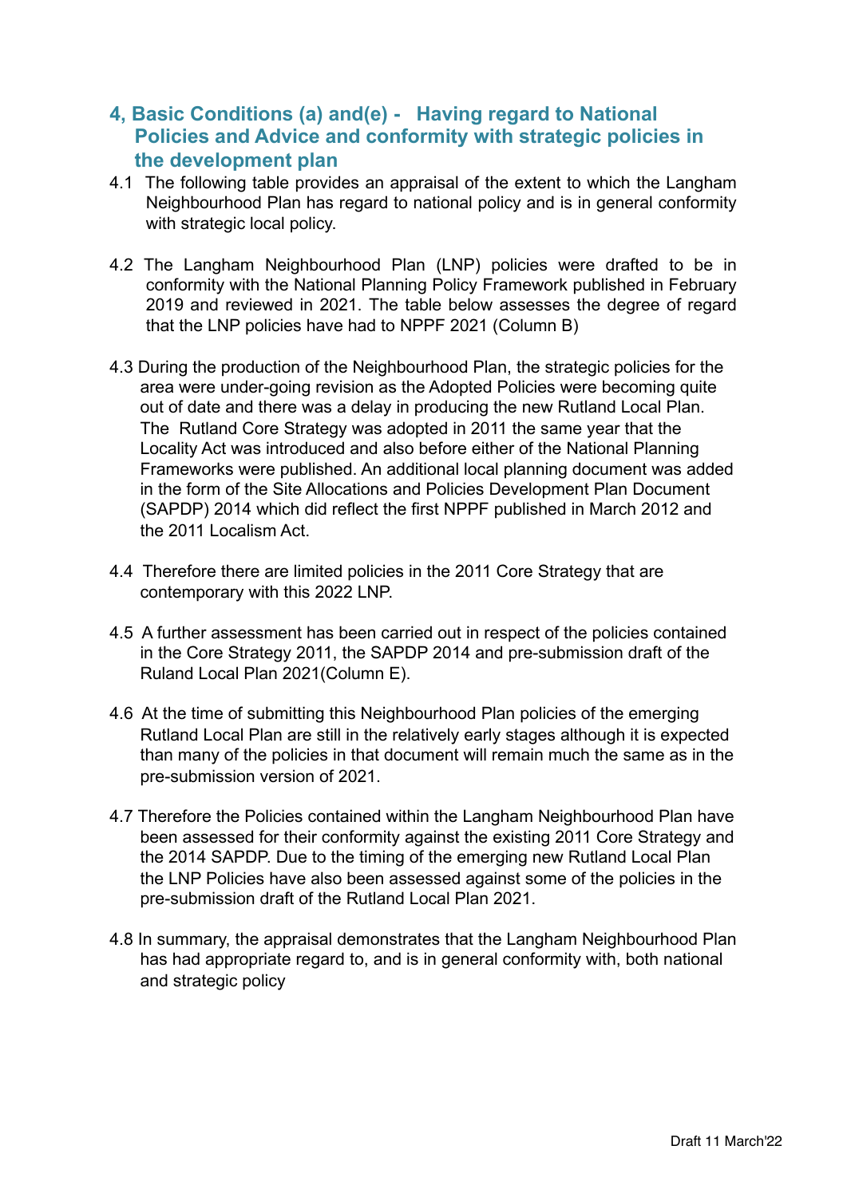## 4, Basic Conditions (a) and(e) - Having regard to National Policies and Advice and conformity with strategic policies in the development plan

4.1 The following table provides an appraisal of the extent to which the Langham Neighbourhood Plan has regard to national policy and is in general conformity with strategic local policy.

4.2 The Langham Neighbourhood Plan (LNP) policies were drafted to be in conformity with the National Planning Policy Framework published in February 2019 and reviewed in 2021. The table below assesses the degree of regard that the LNP policies have had to NPPF 2021 (Column B)

4.3 During the production of the Neighbourhood Plan, the strategic policies for the area were under-going revision as the Adopted Policies were becoming quite out of date and there was a delay in producing the new Rutland Local Plan. The Rutland Core Strategy was adopted in 2011 the same year that the Locality Act was introduced and also before either of the National Planning Frameworks were published. An additional local planning document was added in the form of the Site Allocations and Policies Development Plan Document (SAPDP) 2014 which did reflect the first NPPF published in March 2012 and the 2011 Localism Act.

4.4 Therefore there are limited policies in the 2011 Core Strategy that are contemporary with this 2022 LNP.

4.5 A further assessment has been carried out in respect of the policies contained in the Core Strategy 2011, the SAPDP 2014 and pre-submission draft of the Ruland Local Plan 2021(Column E).

4.6 At the time of submitting this Neighbourhood Plan policies of the emerging Rutland Local Plan are still in the relatively early stages although it is expected than many of the policies in that document will remain much the same as in the pre-submission version of 2021.

4.7 Therefore the Policies contained within the Langham Neighbourhood Plan have been assessed for their conformity against the existing 2011 Core Strategy and the 2014 SAPDP. Due to the timing of the emerging new Rutland Local Plan the LNP Policies have also been assessed against some of the policies in the pre-submission draft of the Rutland Local Plan 2021.

4.8 In summary, the appraisal demonstrates that the Langham Neighbourhood Plan has had appropriate regard to, and is in general conformity with, both national and strategic policy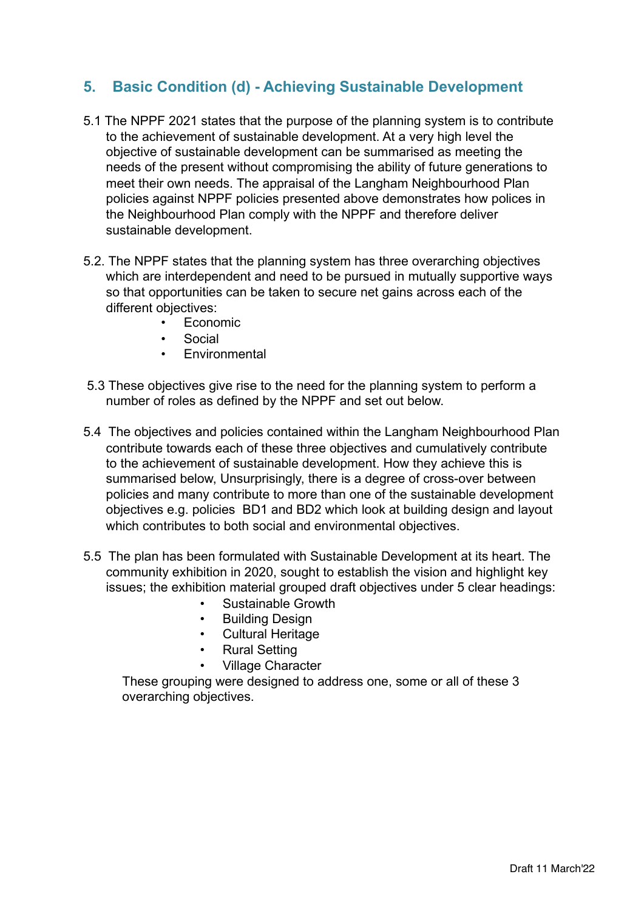## 5. Basic Condition (d) - Achieving Sustainable Development

5.1 The NPPF 2021 states that the purpose of the planning system is to contribute to the achievement of sustainable development. At a very high level the objective of sustainable development can be summarised as meeting the needs of the present without compromising the ability of future generations to meet their own needs. The appraisal of the Langham Neighbourhood Plan policies against NPPF policies presented above demonstrates how polices in the Neighbourhood Plan comply with the NPPF and therefore deliver sustainable development.

5.2. The NPPF states that the planning system has three overarching objectives which are interdependent and need to be pursued in mutually supportive ways so that opportunities can be taken to secure net gains across each of the different objectives:

- Economic
- Social
- Environmental

5.3 These objectives give rise to the need for the planning system to perform a number of roles as defined by the NPPF and set out below.

5.4 The objectives and policies contained within the Langham Neighbourhood Plan contribute towards each of these three objectives and cumulatively contribute to the achievement of sustainable development. How they achieve this is summarised below, Unsurprisingly, there is a degree of cross-over between policies and many contribute to more than one of the sustainable development objectives e.g. policies BD1 and BD2 which look at building design and layout which contributes to both social and environmental objectives.

5.5 The plan has been formulated with Sustainable Development at its heart. The community exhibition in 2020, sought to establish the vision and highlight key issues; the exhibition material grouped draft objectives under 5 clear headings:

- Sustainable Growth
- Building Design
- Cultural Heritage
- Rural Setting
- Village Character

These grouping were designed to address one, some or all of these 3 overarching objectives.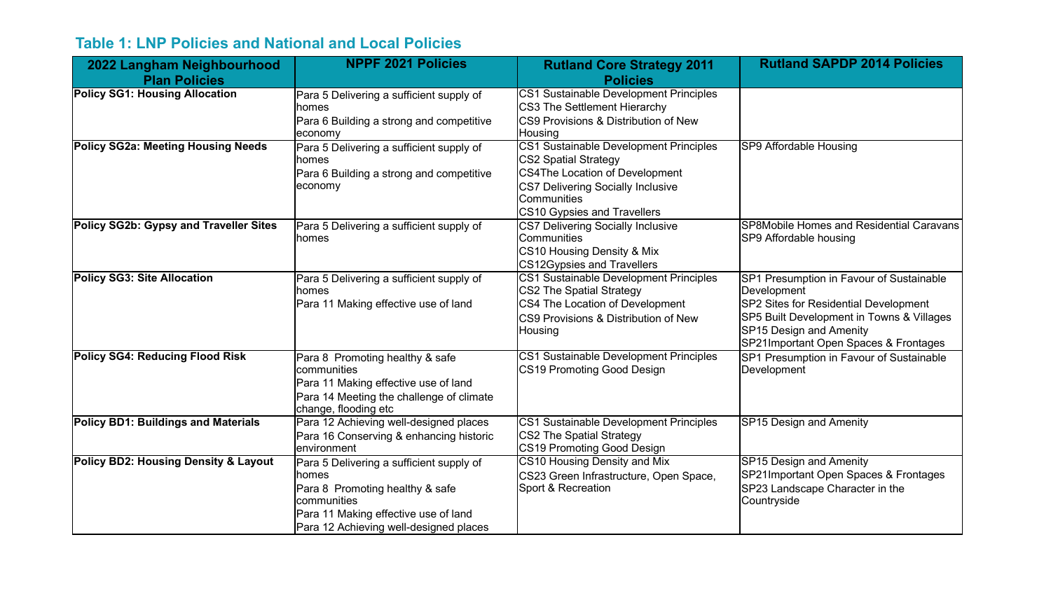## Table 1: LNP Policies and National and Local Policies

| 2022 Langham Neighbourhood Plan Policies | NPPF 2021 Policies | Rutland Core Strategy 2011 Policies | Rutland SAPDP 2014 Policies |
|---|---|---|---|
| **Policy SG1: Housing Allocation** | Para 5 Delivering a sufficient supply of homes<br>Para 6 Building a strong and competitive economy | CS1 Sustainable Development Principles<br>CS3 The Settlement Hierarchy<br>CS9 Provisions & Distribution of New Housing | |
| **Policy SG2a: Meeting Housing Needs** | Para 5 Delivering a sufficient supply of homes<br>Para 6 Building a strong and competitive economy | CS1 Sustainable Development Principles<br>CS2 Spatial Strategy<br>CS4The Location of Development<br>CS7 Delivering Socially Inclusive Communities<br>CS10 Gypsies and Travellers | SP9 Affordable Housing |
| **Policy SG2b: Gypsy and Traveller Sites** | Para 5 Delivering a sufficient supply of homes | CS7 Delivering Socially Inclusive Communities<br>CS10 Housing Density & Mix<br>CS12Gypsies and Travellers | SP8Mobile Homes and Residential Caravans<br>SP9 Affordable housing |
| **Policy SG3: Site Allocation** | Para 5 Delivering a sufficient supply of homes<br>Para 11 Making effective use of land | CS1 Sustainable Development Principles<br>CS2 The Spatial Strategy<br>CS4 The Location of Development<br>CS9 Provisions & Distribution of New Housing | SP1 Presumption in Favour of Sustainable Development<br>SP2 Sites for Residential Development<br>SP5 Built Development in Towns & Villages<br>SP15 Design and Amenity<br>SP21Important Open Spaces & Frontages |
| **Policy SG4: Reducing Flood Risk** | Para 8 Promoting healthy & safe communities<br>Para 11 Making effective use of land<br>Para 14 Meeting the challenge of climate change, flooding etc | CS1 Sustainable Development Principles<br>CS19 Promoting Good Design | SP1 Presumption in Favour of Sustainable Development |
| **Policy BD1: Buildings and Materials** | Para 12 Achieving well-designed places<br>Para 16 Conserving & enhancing historic environment | CS1 Sustainable Development Principles<br>CS2 The Spatial Strategy<br>CS19 Promoting Good Design | SP15 Design and Amenity |
| **Policy BD2: Housing Density & Layout** | Para 5 Delivering a sufficient supply of homes<br>Para 8 Promoting healthy & safe communities<br>Para 11 Making effective use of land<br>Para 12 Achieving well-designed places | CS10 Housing Density and Mix<br>CS23 Green Infrastructure, Open Space, Sport & Recreation | SP15 Design and Amenity<br>SP21Important Open Spaces & Frontages<br>SP23 Landscape Character in the Countryside |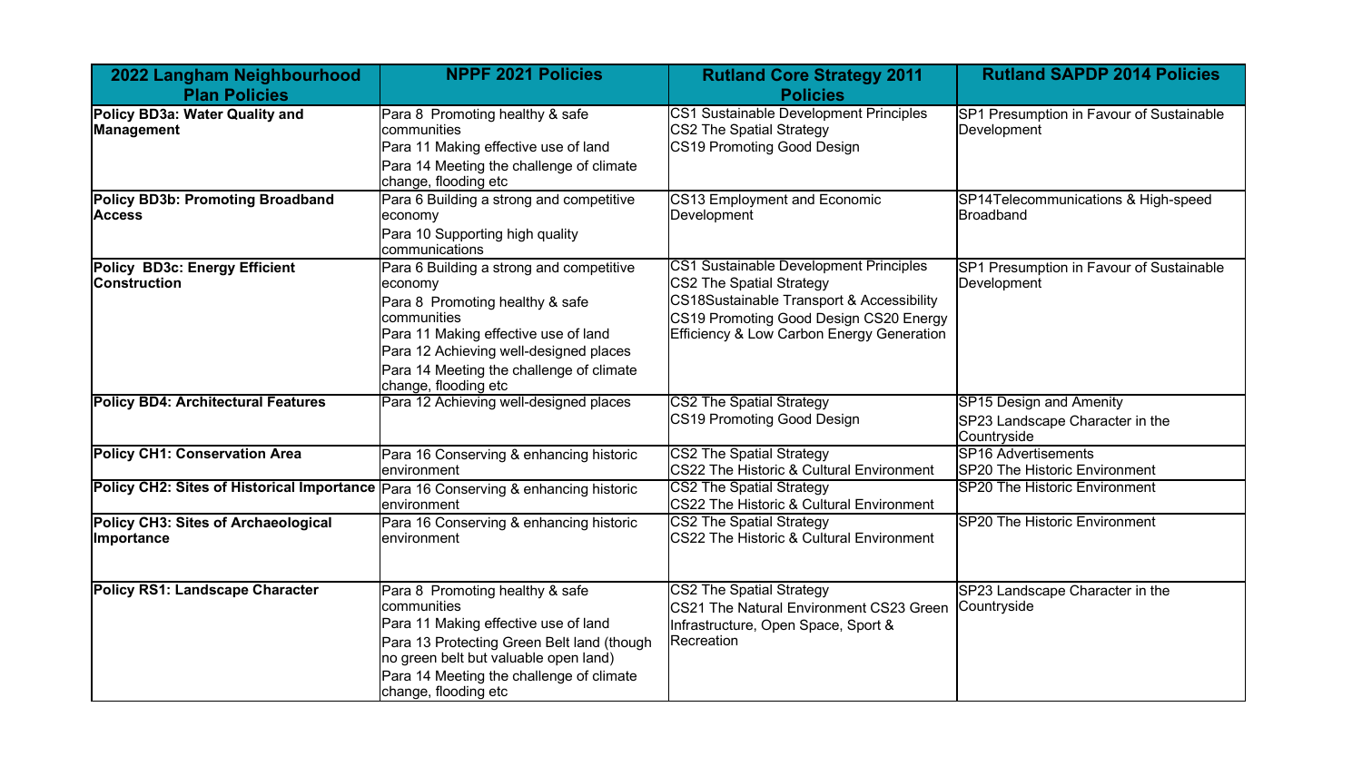| 2022 Langham Neighbourhood Plan Policies | NPPF 2021 Policies | Rutland Core Strategy 2011 Policies | Rutland SAPDP 2014 Policies |
|---|---|---|---|
| **Policy BD3a: Water Quality and Management** | Para 8 Promoting healthy & safe communities<br>Para 11 Making effective use of land<br>Para 14 Meeting the challenge of climate change, flooding etc | CS1 Sustainable Development Principles<br>CS2 The Spatial Strategy<br>CS19 Promoting Good Design | SP1 Presumption in Favour of Sustainable Development |
| **Policy BD3b: Promoting Broadband Access** | Para 6 Building a strong and competitive economy<br>Para 10 Supporting high quality communications | CS13 Employment and Economic Development | SP14Telecommunications & High-speed Broadband |
| **Policy BD3c: Energy Efficient Construction** | Para 6 Building a strong and competitive economy<br>Para 8 Promoting healthy & safe communities<br>Para 11 Making effective use of land<br>Para 12 Achieving well-designed places<br>Para 14 Meeting the challenge of climate change, flooding etc | CS1 Sustainable Development Principles<br>CS2 The Spatial Strategy<br>CS18Sustainable Transport & Accessibility<br>CS19 Promoting Good Design CS20 Energy Efficiency & Low Carbon Energy Generation | SP1 Presumption in Favour of Sustainable Development |
| **Policy BD4: Architectural Features** | Para 12 Achieving well-designed places | CS2 The Spatial Strategy<br>CS19 Promoting Good Design | SP15 Design and Amenity<br>SP23 Landscape Character in the Countryside |
| **Policy CH1: Conservation Area** | Para 16 Conserving & enhancing historic environment | CS2 The Spatial Strategy<br>CS22 The Historic & Cultural Environment | SP16 Advertisements<br>SP20 The Historic Environment |
| **Policy CH2: Sites of Historical Importance** | Para 16 Conserving & enhancing historic environment | CS2 The Spatial Strategy<br>CS22 The Historic & Cultural Environment | SP20 The Historic Environment |
| **Policy CH3: Sites of Archaeological Importance** | Para 16 Conserving & enhancing historic environment | CS2 The Spatial Strategy<br>CS22 The Historic & Cultural Environment | SP20 The Historic Environment |
| **Policy RS1: Landscape Character** | Para 8 Promoting healthy & safe communities<br>Para 11 Making effective use of land<br>Para 13 Protecting Green Belt land (though no green belt but valuable open land)<br>Para 14 Meeting the challenge of climate change, flooding etc | CS2 The Spatial Strategy<br>CS21 The Natural Environment CS23 Green Infrastructure, Open Space, Sport & Recreation | SP23 Landscape Character in the Countryside |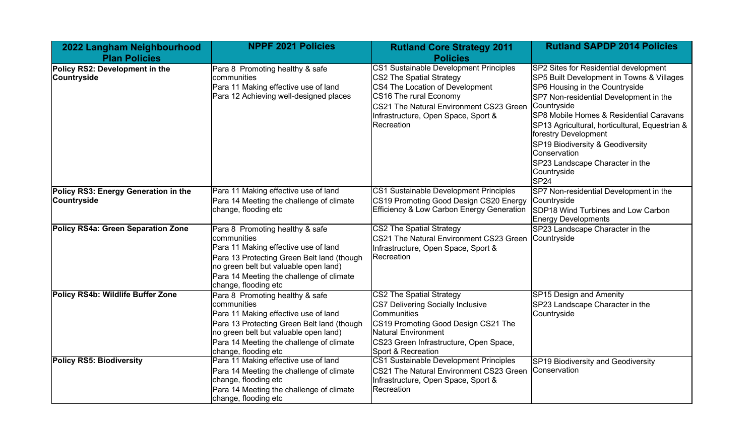| 2022 Langham Neighbourhood Plan Policies | NPPF 2021 Policies | Rutland Core Strategy 2011 Policies | Rutland SAPDP 2014 Policies |
|---|---|---|---|
| **Policy RS2: Development in the Countryside** | Para 8 Promoting healthy & safe communities<br>Para 11 Making effective use of land<br>Para 12 Achieving well-designed places | CS1 Sustainable Development Principles<br>CS2 The Spatial Strategy<br>CS4 The Location of Development<br>CS16 The rural Economy<br>CS21 The Natural Environment CS23 Green Infrastructure, Open Space, Sport & Recreation | SP2 Sites for Residential development<br>SP5 Built Development in Towns & Villages<br>SP6 Housing in the Countryside<br>SP7 Non-residential Development in the Countryside<br>SP8 Mobile Homes & Residential Caravans<br>SP13 Agricultural, horticultural, Equestrian & forestry Development<br>SP19 Biodiversity & Geodiversity Conservation<br>SP23 Landscape Character in the Countryside<br>SP24 |
| **Policy RS3: Energy Generation in the Countryside** | Para 11 Making effective use of land<br>Para 14 Meeting the challenge of climate change, flooding etc | CS1 Sustainable Development Principles<br>CS19 Promoting Good Design CS20 Energy Efficiency & Low Carbon Energy Generation | SP7 Non-residential Development in the Countryside<br>SDP18 Wind Turbines and Low Carbon Energy Developments |
| **Policy RS4a: Green Separation Zone** | Para 8 Promoting healthy & safe communities<br>Para 11 Making effective use of land<br>Para 13 Protecting Green Belt land (though no green belt but valuable open land)<br>Para 14 Meeting the challenge of climate change, flooding etc | CS2 The Spatial Strategy<br>CS21 The Natural Environment CS23 Green Infrastructure, Open Space, Sport & Recreation | SP23 Landscape Character in the Countryside |
| **Policy RS4b: Wildlife Buffer Zone** | Para 8 Promoting healthy & safe communities<br>Para 11 Making effective use of land<br>Para 13 Protecting Green Belt land (though no green belt but valuable open land)<br>Para 14 Meeting the challenge of climate change, flooding etc | CS2 The Spatial Strategy<br>CS7 Delivering Socially Inclusive Communities<br>CS19 Promoting Good Design CS21 The Natural Environment<br>CS23 Green Infrastructure, Open Space, Sport & Recreation | SP15 Design and Amenity<br>SP23 Landscape Character in the Countryside |
| **Policy RS5: Biodiversity** | Para 11 Making effective use of land<br>Para 14 Meeting the challenge of climate change, flooding etc<br>Para 14 Meeting the challenge of climate change, flooding etc | CS1 Sustainable Development Principles<br>CS21 The Natural Environment CS23 Green Infrastructure, Open Space, Sport & Recreation | SP19 Biodiversity and Geodiversity Conservation |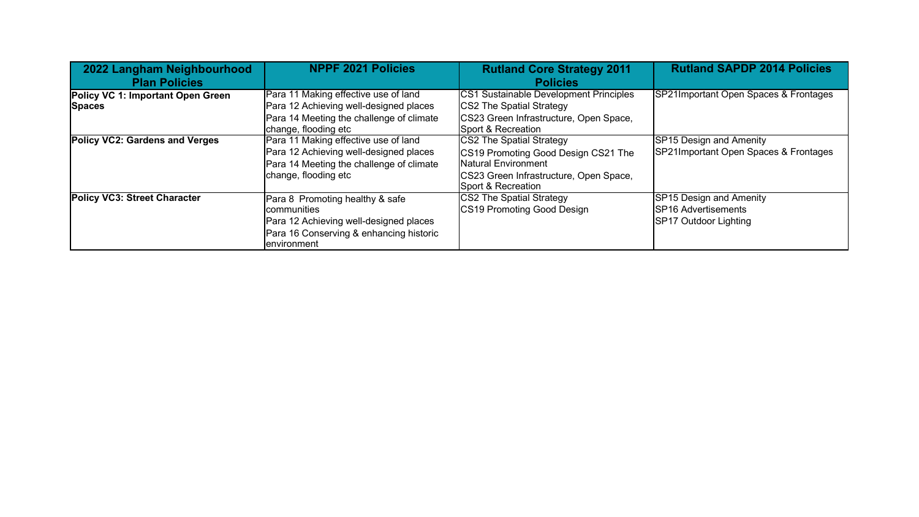| 2022 Langham Neighbourhood Plan Policies | NPPF 2021 Policies | Rutland Core Strategy 2011 Policies | Rutland SAPDP 2014 Policies |
|---|---|---|---|
| **Policy VC 1: Important Open Green Spaces** | Para 11 Making effective use of land<br>Para 12 Achieving well-designed places<br>Para 14 Meeting the challenge of climate change, flooding etc | CS1 Sustainable Development Principles<br>CS2 The Spatial Strategy<br>CS23 Green Infrastructure, Open Space, Sport & Recreation | SP21Important Open Spaces & Frontages |
| **Policy VC2: Gardens and Verges** | Para 11 Making effective use of land<br>Para 12 Achieving well-designed places<br>Para 14 Meeting the challenge of climate change, flooding etc | CS2 The Spatial Strategy<br>CS19 Promoting Good Design CS21 The Natural Environment<br>CS23 Green Infrastructure, Open Space, Sport & Recreation | SP15 Design and Amenity<br>SP21Important Open Spaces & Frontages |
| **Policy VC3: Street Character** | Para 8 Promoting healthy & safe communities<br>Para 12 Achieving well-designed places<br>Para 16 Conserving & enhancing historic environment | CS2 The Spatial Strategy<br>CS19 Promoting Good Design | SP15 Design and Amenity<br>SP16 Advertisements<br>SP17 Outdoor Lighting |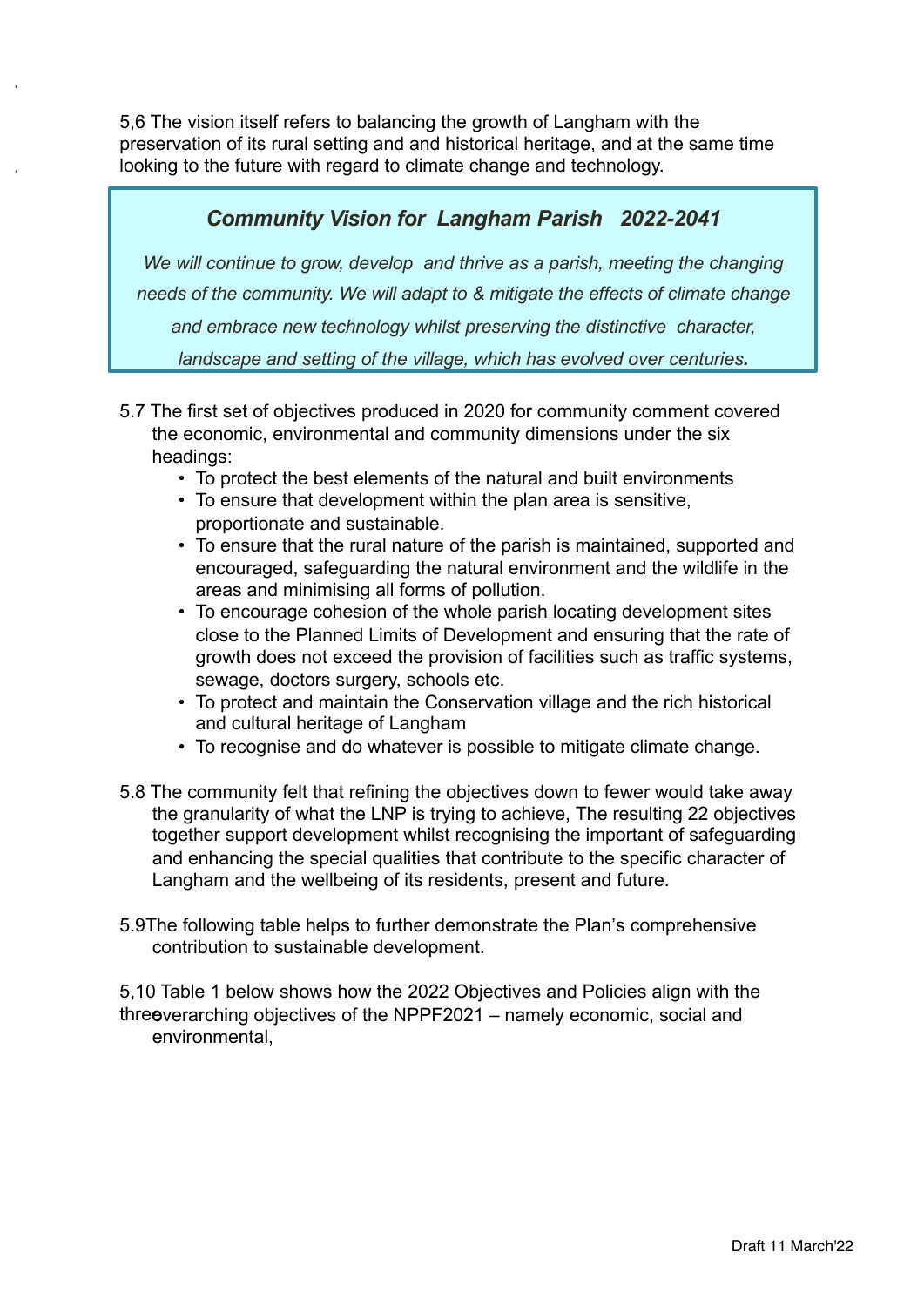5,6 The vision itself refers to balancing the growth of Langham with the preservation of its rural setting and and historical heritage, and at the same time looking to the future with regard to climate change and technology.

> ***Community Vision for Langham Parish 2022-2041***
>
> *We will continue to grow, develop and thrive as a parish, meeting the changing needs of the community. We will adapt to & mitigate the effects of climate change and embrace new technology whilst preserving the distinctive character, landscape and setting of the village, which has evolved over centuries.*

5.7 The first set of objectives produced in 2020 for community comment covered the economic, environmental and community dimensions under the six headings:

- To protect the best elements of the natural and built environments
- To ensure that development within the plan area is sensitive, proportionate and sustainable.
- To ensure that the rural nature of the parish is maintained, supported and encouraged, safeguarding the natural environment and the wildlife in the areas and minimising all forms of pollution.
- To encourage cohesion of the whole parish locating development sites close to the Planned Limits of Development and ensuring that the rate of growth does not exceed the provision of facilities such as traffic systems, sewage, doctors surgery, schools etc.
- To protect and maintain the Conservation village and the rich historical and cultural heritage of Langham
- To recognise and do whatever is possible to mitigate climate change.

5.8 The community felt that refining the objectives down to fewer would take away the granularity of what the LNP is trying to achieve, The resulting 22 objectives together support development whilst recognising the important of safeguarding and enhancing the special qualities that contribute to the specific character of Langham and the wellbeing of its residents, present and future.

5.9The following table helps to further demonstrate the Plan's comprehensive contribution to sustainable development.

5,10 Table 1 below shows how the 2022 Objectives and Policies align with the threeoverarching objectives of the NPPF2021 – namely economic, social and environmental,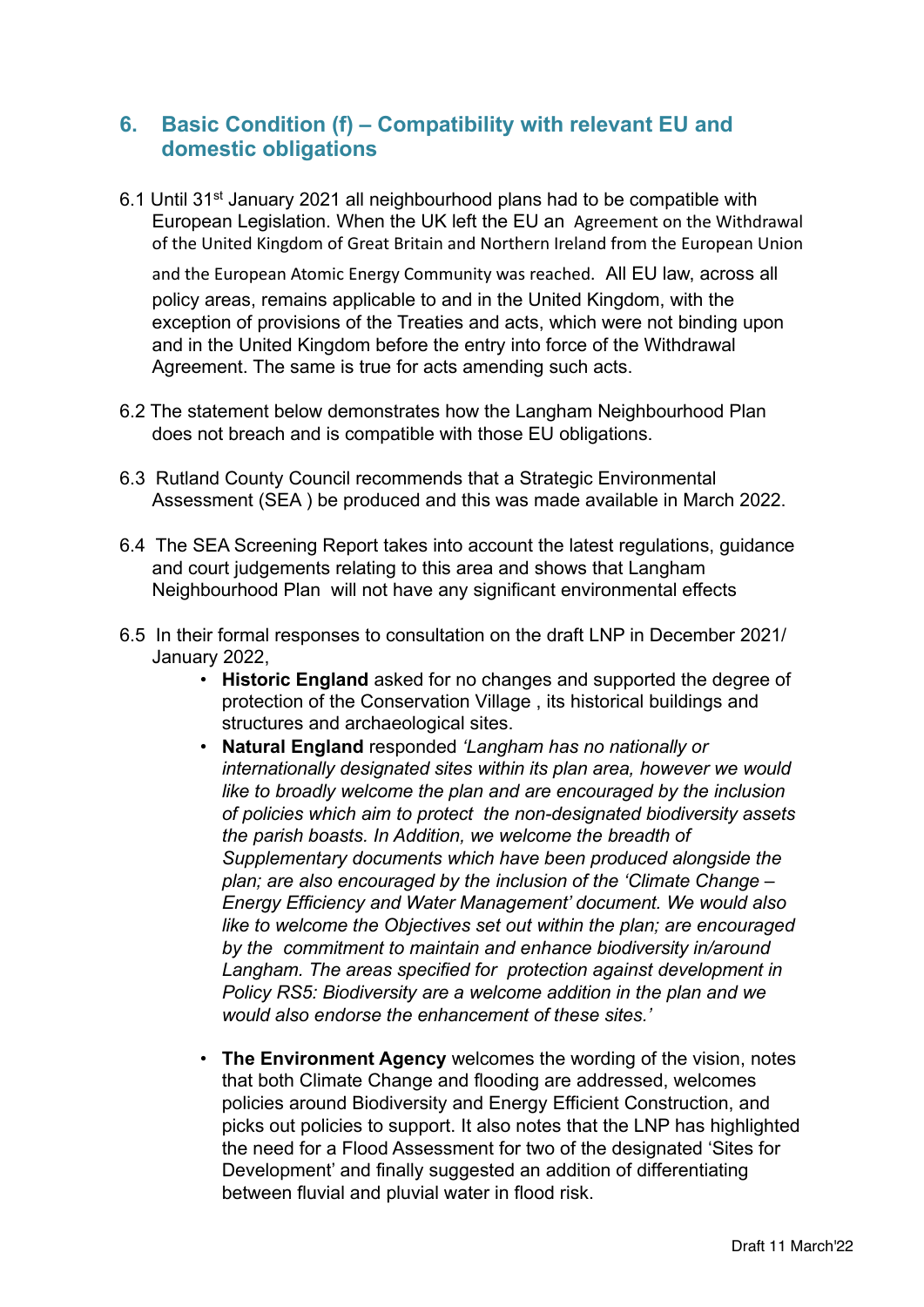## 6. Basic Condition (f) – Compatibility with relevant EU and domestic obligations

6.1 Until 31st January 2021 all neighbourhood plans had to be compatible with European Legislation. When the UK left the EU an Agreement on the Withdrawal of the United Kingdom of Great Britain and Northern Ireland from the European Union and the European Atomic Energy Community was reached. All EU law, across all policy areas, remains applicable to and in the United Kingdom, with the exception of provisions of the Treaties and acts, which were not binding upon and in the United Kingdom before the entry into force of the Withdrawal Agreement. The same is true for acts amending such acts.

6.2 The statement below demonstrates how the Langham Neighbourhood Plan does not breach and is compatible with those EU obligations.

6.3 Rutland County Council recommends that a Strategic Environmental Assessment (SEA ) be produced and this was made available in March 2022.

6.4 The SEA Screening Report takes into account the latest regulations, guidance and court judgements relating to this area and shows that Langham Neighbourhood Plan will not have any significant environmental effects

6.5 In their formal responses to consultation on the draft LNP in December 2021/ January 2022,

- **Historic England** asked for no changes and supported the degree of protection of the Conservation Village , its historical buildings and structures and archaeological sites.
- **Natural England** responded *'Langham has no nationally or internationally designated sites within its plan area, however we would like to broadly welcome the plan and are encouraged by the inclusion of policies which aim to protect the non-designated biodiversity assets the parish boasts. In Addition, we welcome the breadth of Supplementary documents which have been produced alongside the plan; are also encouraged by the inclusion of the 'Climate Change – Energy Efficiency and Water Management' document. We would also like to welcome the Objectives set out within the plan; are encouraged by the commitment to maintain and enhance biodiversity in/around Langham. The areas specified for protection against development in Policy RS5: Biodiversity are a welcome addition in the plan and we would also endorse the enhancement of these sites.'*
- **The Environment Agency** welcomes the wording of the vision, notes that both Climate Change and flooding are addressed, welcomes policies around Biodiversity and Energy Efficient Construction, and picks out policies to support. It also notes that the LNP has highlighted the need for a Flood Assessment for two of the designated 'Sites for Development' and finally suggested an addition of differentiating between fluvial and pluvial water in flood risk.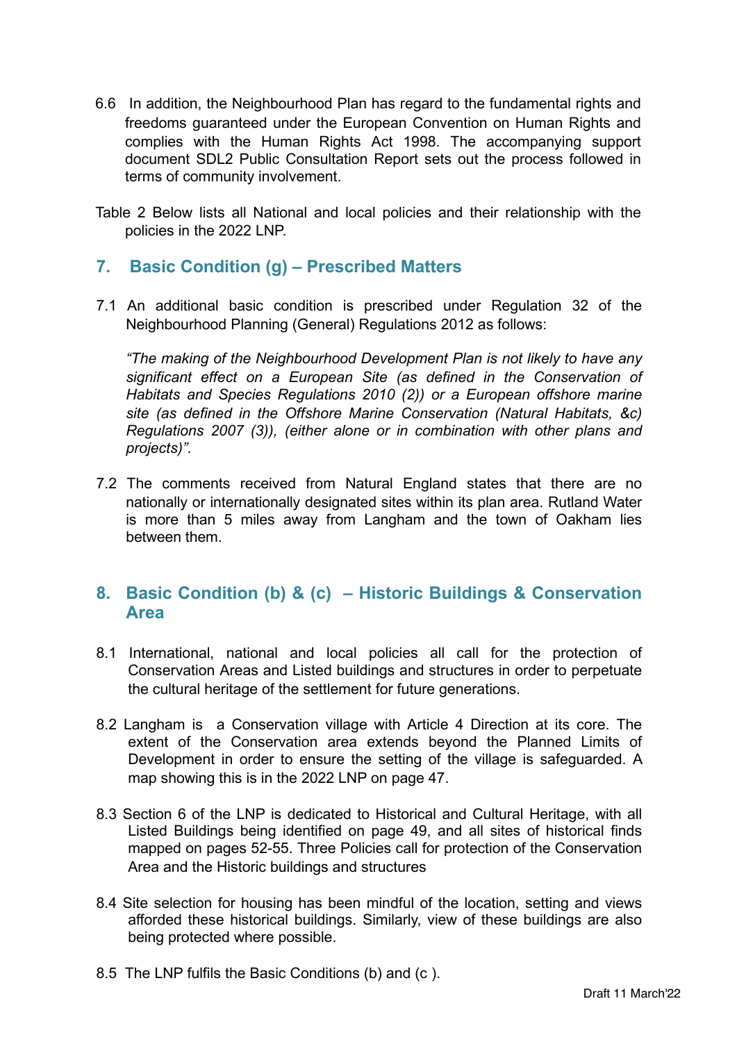6.6 In addition, the Neighbourhood Plan has regard to the fundamental rights and freedoms guaranteed under the European Convention on Human Rights and complies with the Human Rights Act 1998. The accompanying support document SDL2 Public Consultation Report sets out the process followed in terms of community involvement.

Table 2 Below lists all National and local policies and their relationship with the policies in the 2022 LNP.

## 7. Basic Condition (g) – Prescribed Matters

7.1 An additional basic condition is prescribed under Regulation 32 of the Neighbourhood Planning (General) Regulations 2012 as follows:

*"The making of the Neighbourhood Development Plan is not likely to have any significant effect on a European Site (as defined in the Conservation of Habitats and Species Regulations 2010 (2)) or a European offshore marine site (as defined in the Offshore Marine Conservation (Natural Habitats, &c) Regulations 2007 (3)), (either alone or in combination with other plans and projects)".*

7.2 The comments received from Natural England states that there are no nationally or internationally designated sites within its plan area. Rutland Water is more than 5 miles away from Langham and the town of Oakham lies between them.

## 8. Basic Condition (b) & (c) – Historic Buildings & Conservation Area

8.1 International, national and local policies all call for the protection of Conservation Areas and Listed buildings and structures in order to perpetuate the cultural heritage of the settlement for future generations.

8.2 Langham is a Conservation village with Article 4 Direction at its core. The extent of the Conservation area extends beyond the Planned Limits of Development in order to ensure the setting of the village is safeguarded. A map showing this is in the 2022 LNP on page 47.

8.3 Section 6 of the LNP is dedicated to Historical and Cultural Heritage, with all Listed Buildings being identified on page 49, and all sites of historical finds mapped on pages 52-55. Three Policies call for protection of the Conservation Area and the Historic buildings and structures

8.4 Site selection for housing has been mindful of the location, setting and views afforded these historical buildings. Similarly, view of these buildings are also being protected where possible.

8.5 The LNP fulfils the Basic Conditions (b) and (c ).

Draft 11 March'22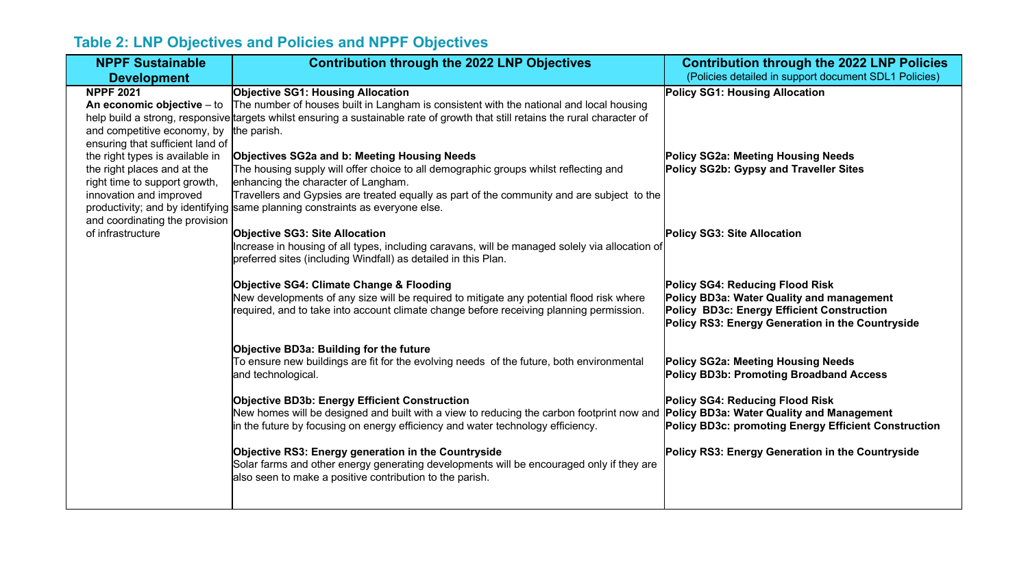## Table 2: LNP Objectives and Policies and NPPF Objectives

| NPPF Sustainable Development | Contribution through the 2022 LNP Objectives | Contribution through the 2022 LNP Policies (Policies detailed in support document SDL1 Policies) |
|---|---|---|
| **NPPF 2021**<br>**An economic objective** – to help build a strong, responsive and competitive economy, by ensuring that sufficient land of the right types is available in the right places and at the right time to support growth, innovation and improved productivity; and by identifying and coordinating the provision of infrastructure | **Objective SG1: Housing Allocation**<br>The number of houses built in Langham is consistent with the national and local housing targets whilst ensuring a sustainable rate of growth that still retains the rural character of the parish. | **Policy SG1: Housing Allocation** |
| | **Objectives SG2a and b: Meeting Housing Needs**<br>The housing supply will offer choice to all demographic groups whilst reflecting and enhancing the character of Langham.<br>Travellers and Gypsies are treated equally as part of the community and are subject to the same planning constraints as everyone else. | **Policy SG2a: Meeting Housing Needs**<br>**Policy SG2b: Gypsy and Traveller Sites** |
| | **Objective SG3: Site Allocation**<br>Increase in housing of all types, including caravans, will be managed solely via allocation of preferred sites (including Windfall) as detailed in this Plan. | **Policy SG3: Site Allocation** |
| | **Objective SG4: Climate Change & Flooding**<br>New developments of any size will be required to mitigate any potential flood risk where required, and to take into account climate change before receiving planning permission. | **Policy SG4: Reducing Flood Risk**<br>**Policy BD3a: Water Quality and management**<br>**Policy BD3c: Energy Efficient Construction**<br>**Policy RS3: Energy Generation in the Countryside** |
| | **Objective BD3a: Building for the future**<br>To ensure new buildings are fit for the evolving needs of the future, both environmental and technological. | **Policy SG2a: Meeting Housing Needs**<br>**Policy BD3b: Promoting Broadband Access** |
| | **Objective BD3b: Energy Efficient Construction**<br>New homes will be designed and built with a view to reducing the carbon footprint now and in the future by focusing on energy efficiency and water technology efficiency. | **Policy SG4: Reducing Flood Risk**<br>**Policy BD3a: Water Quality and Management**<br>**Policy BD3c: promoting Energy Efficient Construction** |
| | **Objective RS3: Energy generation in the Countryside**<br>Solar farms and other energy generating developments will be encouraged only if they are also seen to make a positive contribution to the parish. | **Policy RS3: Energy Generation in the Countryside** |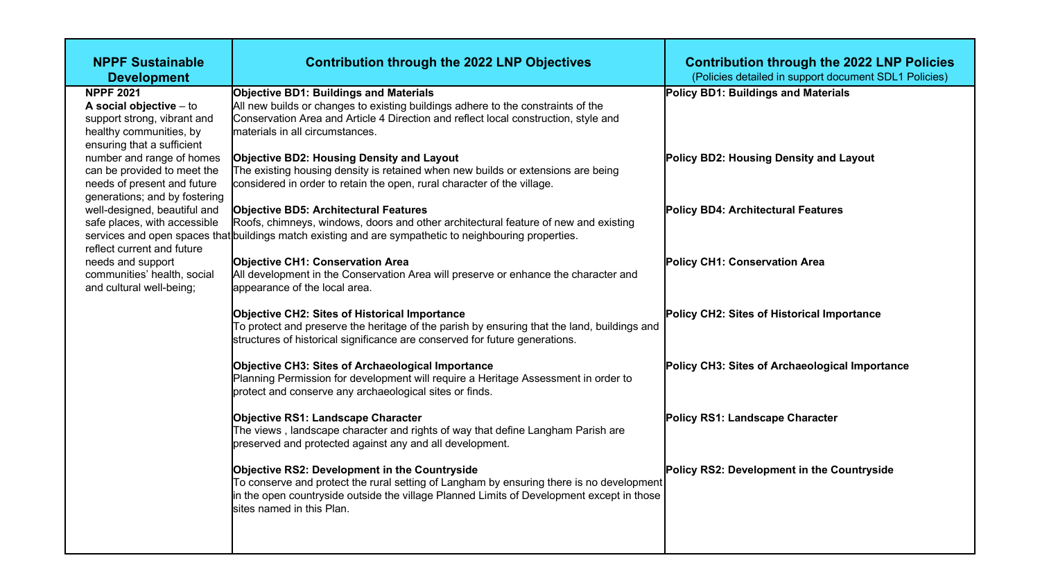| NPPF Sustainable Development | Contribution through the 2022 LNP Objectives | Contribution through the 2022 LNP Policies (Policies detailed in support document SDL1 Policies) |
|---|---|---|
| **NPPF 2021** **A social objective** – to support strong, vibrant and healthy communities, by ensuring that a sufficient number and range of homes can be provided to meet the needs of present and future generations; and by fostering well-designed, beautiful and safe places, with accessible services and open spaces that reflect current and future needs and support communities' health, social and cultural well-being; | **Objective BD1: Buildings and Materials**<br>All new builds or changes to existing buildings adhere to the constraints of the Conservation Area and Article 4 Direction and reflect local construction, style and materials in all circumstances. | **Policy BD1: Buildings and Materials** |
| | **Objective BD2: Housing Density and Layout**<br>The existing housing density is retained when new builds or extensions are being considered in order to retain the open, rural character of the village. | **Policy BD2: Housing Density and Layout** |
| | **Objective BD5: Architectural Features**<br>Roofs, chimneys, windows, doors and other architectural feature of new and existing buildings match existing and are sympathetic to neighbouring properties. | **Policy BD4: Architectural Features** |
| | **Objective CH1: Conservation Area**<br>All development in the Conservation Area will preserve or enhance the character and appearance of the local area. | **Policy CH1: Conservation Area** |
| | **Objective CH2: Sites of Historical Importance**<br>To protect and preserve the heritage of the parish by ensuring that the land, buildings and structures of historical significance are conserved for future generations. | **Policy CH2: Sites of Historical Importance** |
| | **Objective CH3: Sites of Archaeological Importance**<br>Planning Permission for development will require a Heritage Assessment in order to protect and conserve any archaeological sites or finds. | **Policy CH3: Sites of Archaeological Importance** |
| | **Objective RS1: Landscape Character**<br>The views , landscape character and rights of way that define Langham Parish are preserved and protected against any and all development. | **Policy RS1: Landscape Character** |
| | **Objective RS2: Development in the Countryside**<br>To conserve and protect the rural setting of Langham by ensuring there is no development in the open countryside outside the village Planned Limits of Development except in those sites named in this Plan. | **Policy RS2: Development in the Countryside** |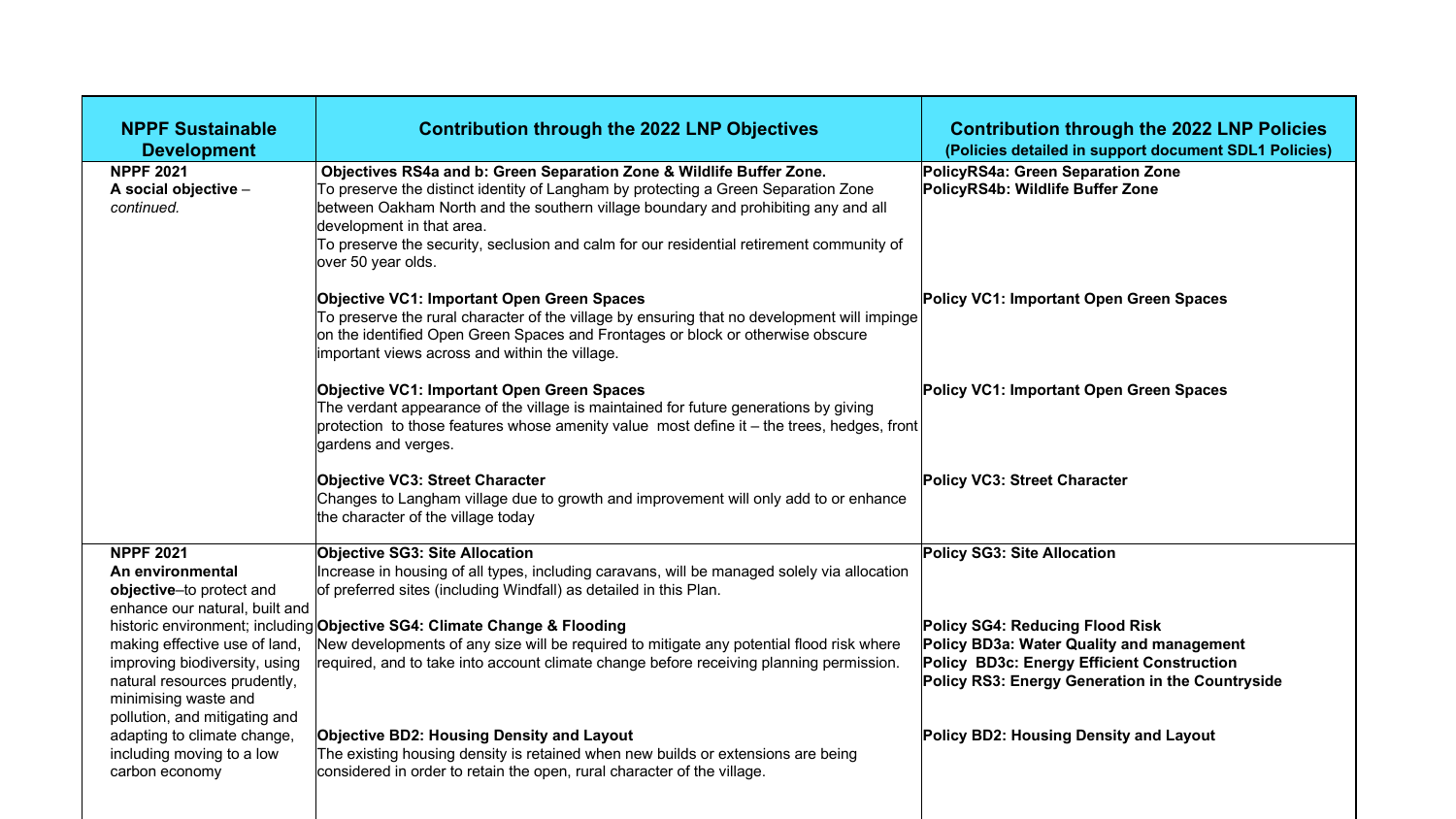| NPPF Sustainable Development | Contribution through the 2022 LNP Objectives | Contribution through the 2022 LNP Policies (Policies detailed in support document SDL1 Policies) |
|---|---|---|
| **NPPF 2021** **A social objective** – *continued.* | **Objectives RS4a and b: Green Separation Zone & Wildlife Buffer Zone.** To preserve the distinct identity of Langham by protecting a Green Separation Zone between Oakham North and the southern village boundary and prohibiting any and all development in that area. To preserve the security, seclusion and calm for our residential retirement community of over 50 year olds. | **PolicyRS4a: Green Separation Zone** **PolicyRS4b: Wildlife Buffer Zone** |
| | **Objective VC1: Important Open Green Spaces** To preserve the rural character of the village by ensuring that no development will impinge on the identified Open Green Spaces and Frontages or block or otherwise obscure important views across and within the village. | **Policy VC1: Important Open Green Spaces** |
| | **Objective VC1: Important Open Green Spaces** The verdant appearance of the village is maintained for future generations by giving protection to those features whose amenity value most define it – the trees, hedges, front gardens and verges. | **Policy VC1: Important Open Green Spaces** |
| | **Objective VC3: Street Character** Changes to Langham village due to growth and improvement will only add to or enhance the character of the village today | **Policy VC3: Street Character** |
| **NPPF 2021** **An environmental objective**–to protect and enhance our natural, built and historic environment; including making effective use of land, improving biodiversity, using natural resources prudently, minimising waste and pollution, and mitigating and adapting to climate change, including moving to a low carbon economy | **Objective SG3: Site Allocation** Increase in housing of all types, including caravans, will be managed solely via allocation of preferred sites (including Windfall) as detailed in this Plan. | **Policy SG3: Site Allocation** |
| | **Objective SG4: Climate Change & Flooding** New developments of any size will be required to mitigate any potential flood risk where required, and to take into account climate change before receiving planning permission. | **Policy SG4: Reducing Flood Risk** **Policy BD3a: Water Quality and management** **Policy BD3c: Energy Efficient Construction** **Policy RS3: Energy Generation in the Countryside** |
| | **Objective BD2: Housing Density and Layout** The existing housing density is retained when new builds or extensions are being considered in order to retain the open, rural character of the village. | **Policy BD2: Housing Density and Layout** |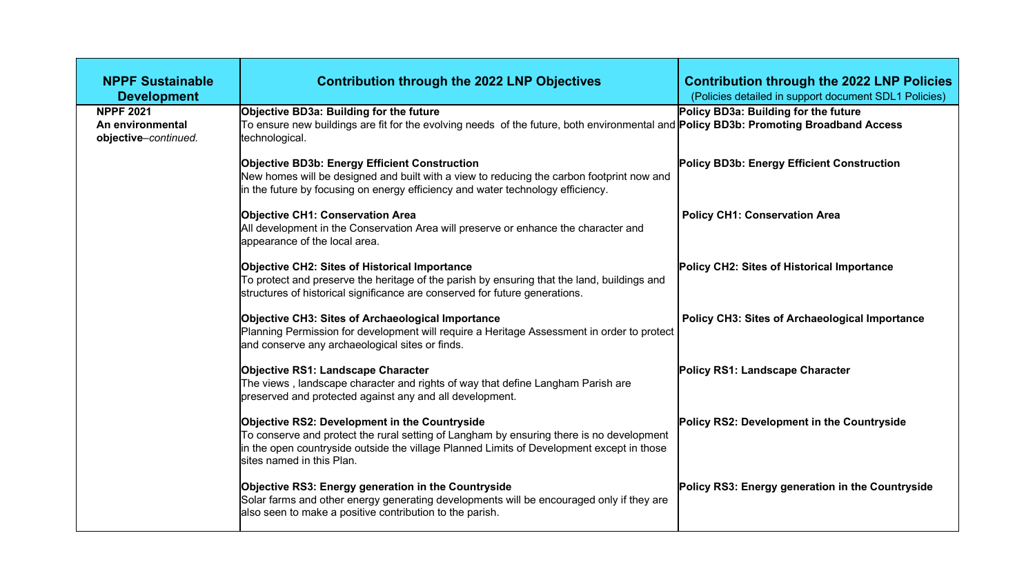| NPPF Sustainable Development | Contribution through the 2022 LNP Objectives | Contribution through the 2022 LNP Policies (Policies detailed in support document SDL1 Policies) |
|---|---|---|
| **NPPF 2021 An environmental objective**–*continued.* | **Objective BD3a: Building for the future** To ensure new buildings are fit for the evolving needs of the future, both environmental and technological. | **Policy BD3a: Building for the future** **Policy BD3b: Promoting Broadband Access** |
| | **Objective BD3b: Energy Efficient Construction** New homes will be designed and built with a view to reducing the carbon footprint now and in the future by focusing on energy efficiency and water technology efficiency. | **Policy BD3b: Energy Efficient Construction** |
| | **Objective CH1: Conservation Area** All development in the Conservation Area will preserve or enhance the character and appearance of the local area. | **Policy CH1: Conservation Area** |
| | **Objective CH2: Sites of Historical Importance** To protect and preserve the heritage of the parish by ensuring that the land, buildings and structures of historical significance are conserved for future generations. | **Policy CH2: Sites of Historical Importance** |
| | **Objective CH3: Sites of Archaeological Importance** Planning Permission for development will require a Heritage Assessment in order to protect and conserve any archaeological sites or finds. | **Policy CH3: Sites of Archaeological Importance** |
| | **Objective RS1: Landscape Character** The views , landscape character and rights of way that define Langham Parish are preserved and protected against any and all development. | **Policy RS1: Landscape Character** |
| | **Objective RS2: Development in the Countryside** To conserve and protect the rural setting of Langham by ensuring there is no development in the open countryside outside the village Planned Limits of Development except in those sites named in this Plan. | **Policy RS2: Development in the Countryside** |
| | **Objective RS3: Energy generation in the Countryside** Solar farms and other energy generating developments will be encouraged only if they are also seen to make a positive contribution to the parish. | **Policy RS3: Energy generation in the Countryside** |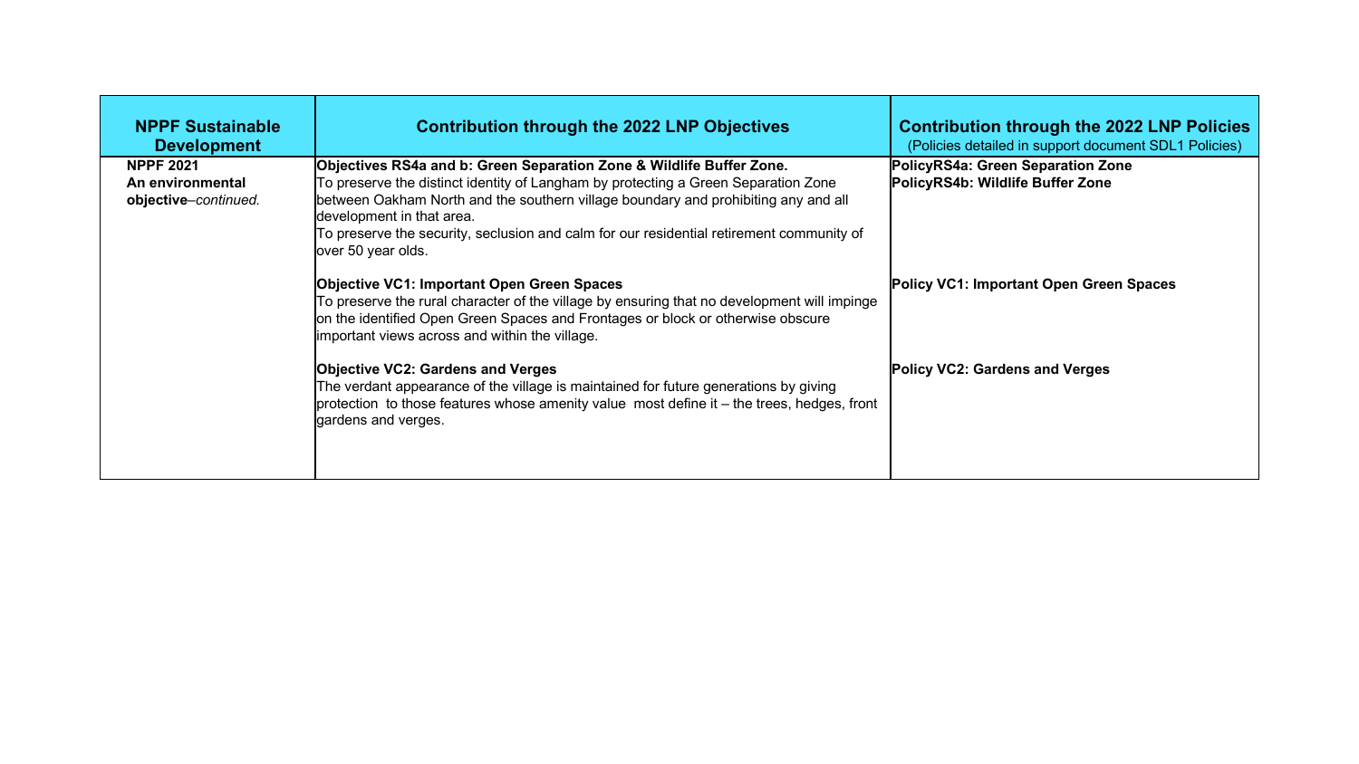| NPPF Sustainable Development | Contribution through the 2022 LNP Objectives | Contribution through the 2022 LNP Policies (Policies detailed in support document SDL1 Policies) |
|---|---|---|
| **NPPF 2021 An environmental objective**–*continued.* | **Objectives RS4a and b: Green Separation Zone & Wildlife Buffer Zone.** To preserve the distinct identity of Langham by protecting a Green Separation Zone between Oakham North and the southern village boundary and prohibiting any and all development in that area. To preserve the security, seclusion and calm for our residential retirement community of over 50 year olds. | **PolicyRS4a: Green Separation Zone** **PolicyRS4b: Wildlife Buffer Zone** |
| | **Objective VC1: Important Open Green Spaces** To preserve the rural character of the village by ensuring that no development will impinge on the identified Open Green Spaces and Frontages or block or otherwise obscure important views across and within the village. | **Policy VC1: Important Open Green Spaces** |
| | **Objective VC2: Gardens and Verges** The verdant appearance of the village is maintained for future generations by giving protection to those features whose amenity value most define it – the trees, hedges, front gardens and verges. | **Policy VC2: Gardens and Verges** |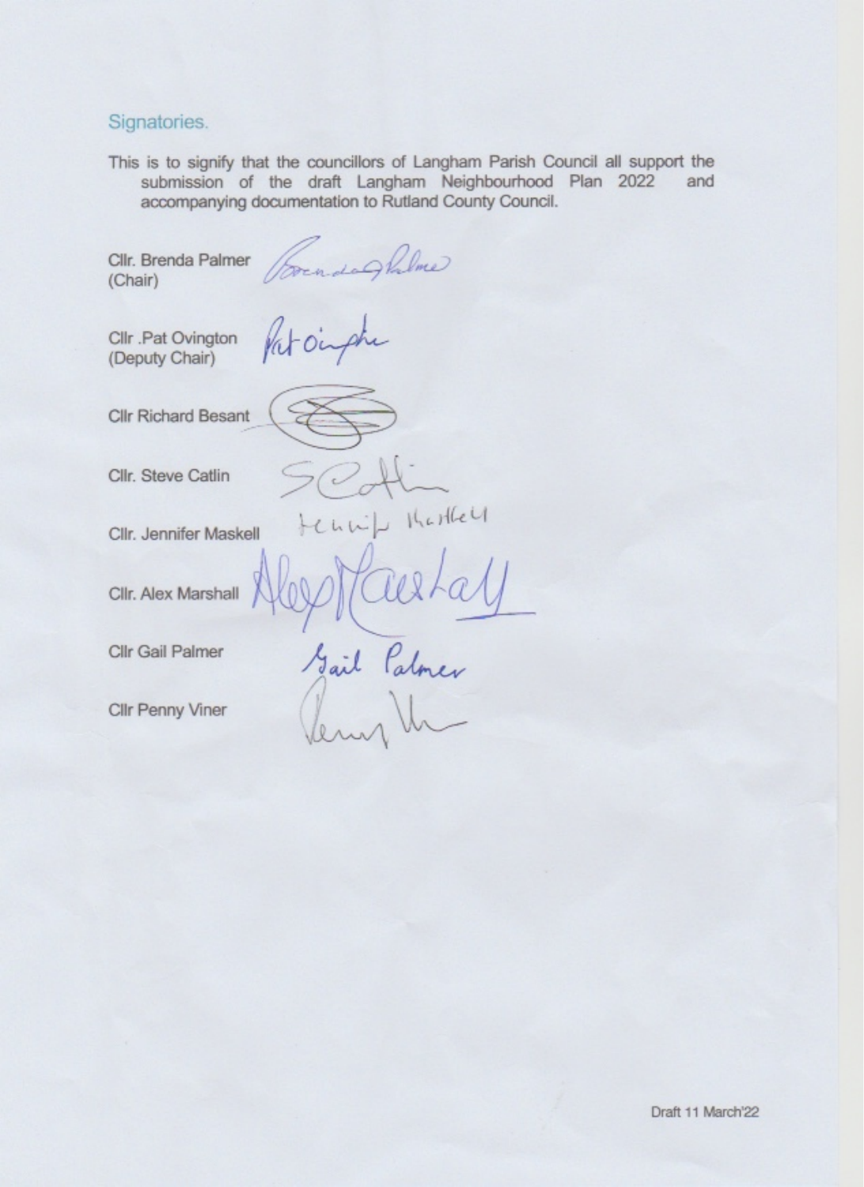## Signatories.

This is to signify that the councillors of Langham Parish Council all support the submission of the draft Langham Neighbourhood Plan 2022 and accompanying documentation to Rutland County Council.

Cllr. Brenda Palmer (Chair)

Cllr .Pat Ovington (Deputy Chair)

Cllr Richard Besant

Cllr. Steve Catlin

Cllr. Jennifer Maskell

Cllr. Alex Marshall

Cllr Gail Palmer

Cllr Penny Viner

Draft 11 March'22